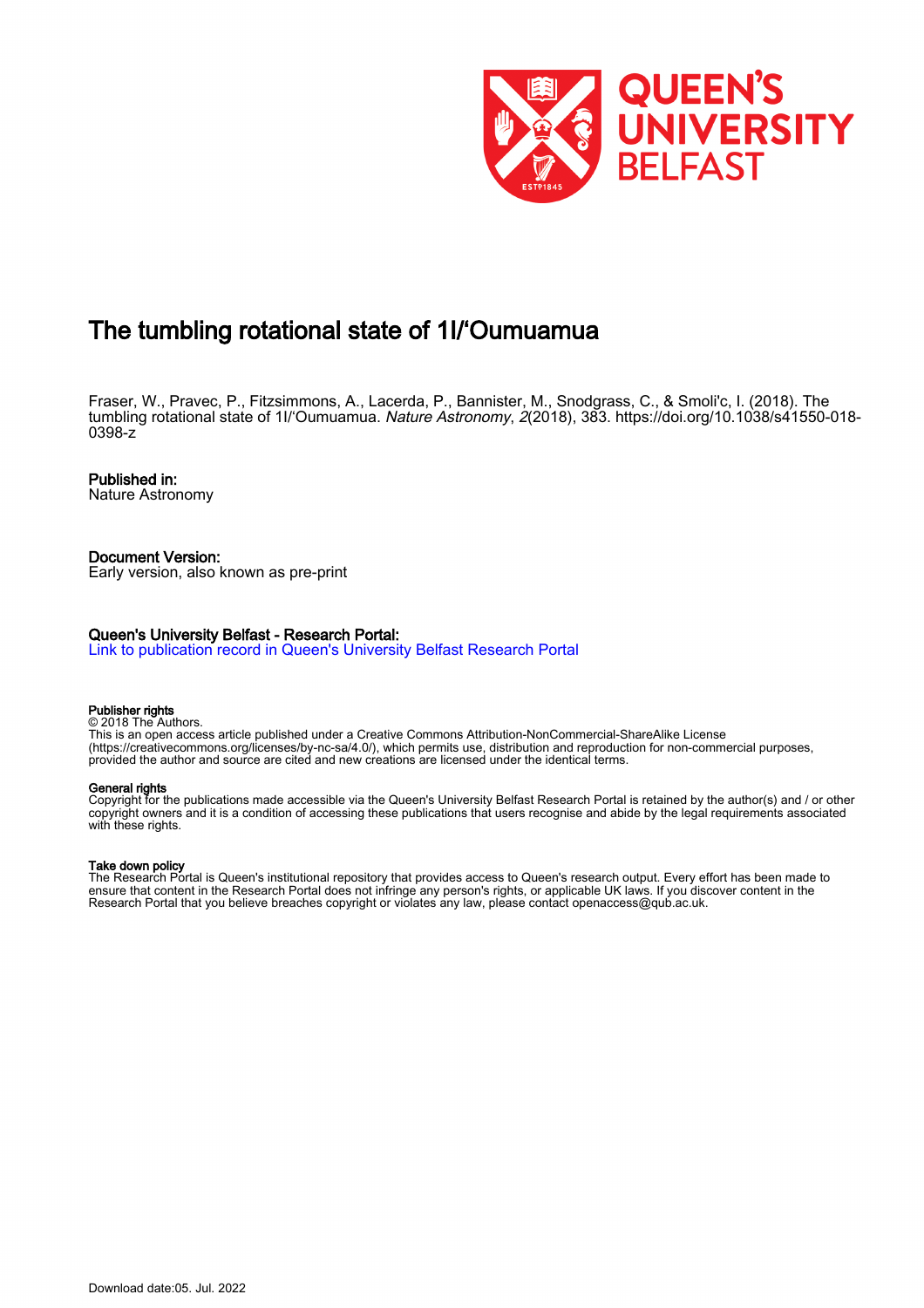# The tumbling rotational state of 1I/‘Oumuamua

Fraser, W., Pravec, P., Fitzsimmons, A., Lacerda, P., Bannister, M., Snodgrass, C., & Smoli'c, I. (2018). The tumbling rotational state of 1I/‘Oumuamua. *Nature Astronomy*, *2*(2018), 383. https://doi.org/10.1038/s41550-018-0398-z

**Published in:**
Nature Astronomy

**Document Version:**
Early version, also known as pre-print

**Queen's University Belfast - Research Portal:**
Link to publication record in Queen's University Belfast Research Portal

**Publisher rights**
© 2018 The Authors.
This is an open access article published under a Creative Commons Attribution-NonCommercial-ShareAlike License (https://creativecommons.org/licenses/by-nc-sa/4.0/), which permits use, distribution and reproduction for non-commercial purposes, provided the author and source are cited and new creations are licensed under the identical terms.

**General rights**
Copyright for the publications made accessible via the Queen's University Belfast Research Portal is retained by the author(s) and / or other copyright owners and it is a condition of accessing these publications that users recognise and abide by the legal requirements associated with these rights.

**Take down policy**
The Research Portal is Queen's institutional repository that provides access to Queen's research output. Every effort has been made to ensure that content in the Research Portal does not infringe any person's rights, or applicable UK laws. If you discover content in the Research Portal that you believe breaches copyright or violates any law, please contact openaccess@qub.ac.uk.

Download date:05. Jul. 2022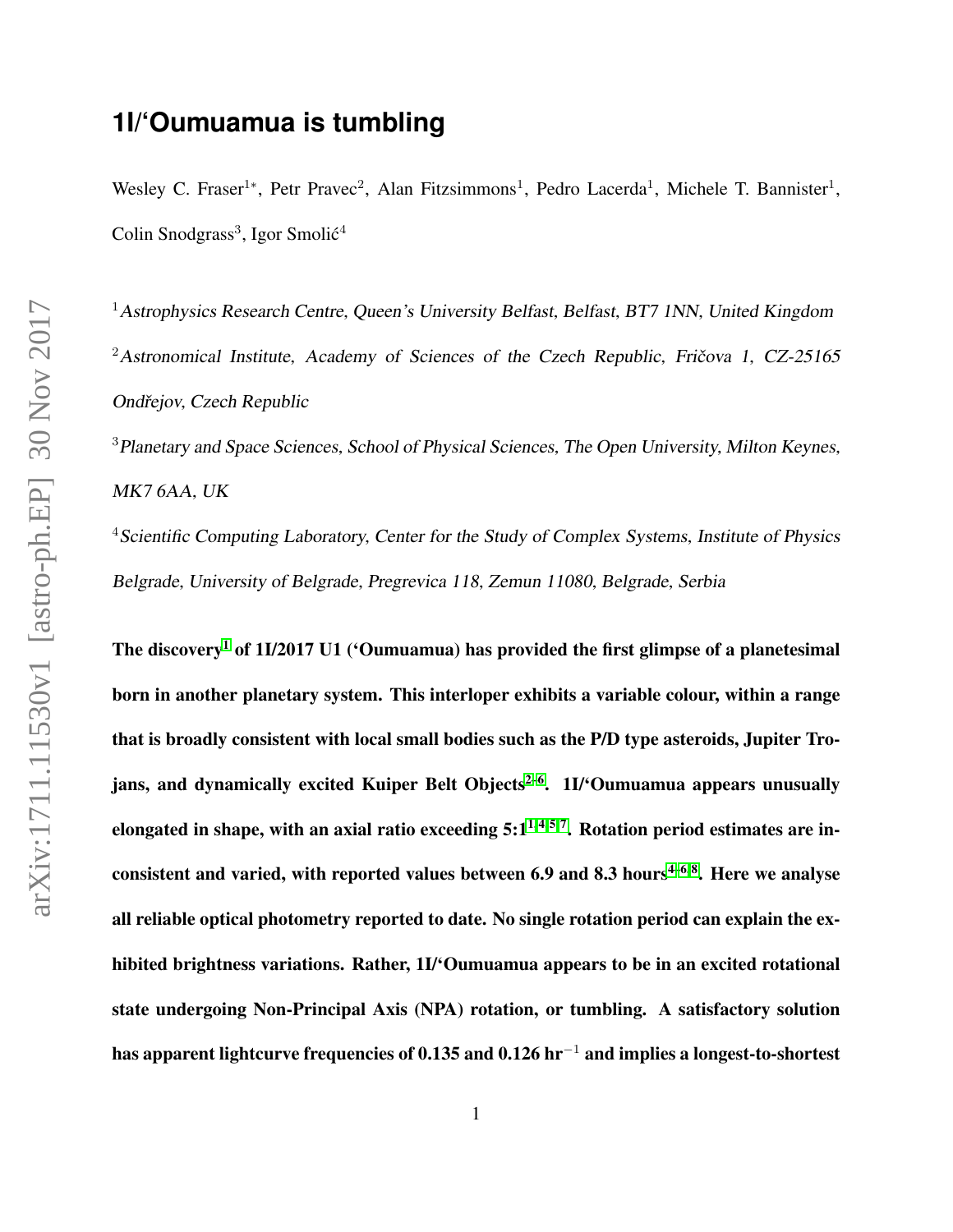# 1I/'Oumuamua is tumbling

Wesley C. Fraser[1*], Petr Pravec[2], Alan Fitzsimmons[1], Pedro Lacerda[1], Michele T. Bannister[1], Colin Snodgrass[3], Igor Smolić[4]

[1] *Astrophysics Research Centre, Queen's University Belfast, Belfast, BT7 1NN, United Kingdom*

[2] *Astronomical Institute, Academy of Sciences of the Czech Republic, Fričova 1, CZ-25165 Ondřejov, Czech Republic*

[3] *Planetary and Space Sciences, School of Physical Sciences, The Open University, Milton Keynes, MK7 6AA, UK*

[4] *Scientific Computing Laboratory, Center for the Study of Complex Systems, Institute of Physics Belgrade, University of Belgrade, Pregrevica 118, Zemun 11080, Belgrade, Serbia*

**The discovery[1] of 1I/2017 U1 ('Oumuamua) has provided the first glimpse of a planetesimal born in another planetary system. This interloper exhibits a variable colour, within a range that is broadly consistent with local small bodies such as the P/D type asteroids, Jupiter Trojans, and dynamically excited Kuiper Belt Objects[2–6]. 1I/'Oumuamua appears unusually elongated in shape, with an axial ratio exceeding 5:1[1,4,5,7]. Rotation period estimates are inconsistent and varied, with reported values between 6.9 and 8.3 hours[4–6,8]. Here we analyse all reliable optical photometry reported to date. No single rotation period can explain the exhibited brightness variations. Rather, 1I/'Oumuamua appears to be in an excited rotational state undergoing Non-Principal Axis (NPA) rotation, or tumbling. A satisfactory solution has apparent lightcurve frequencies of 0.135 and 0.126 hr$^{-1}$ and implies a longest-to-shortest**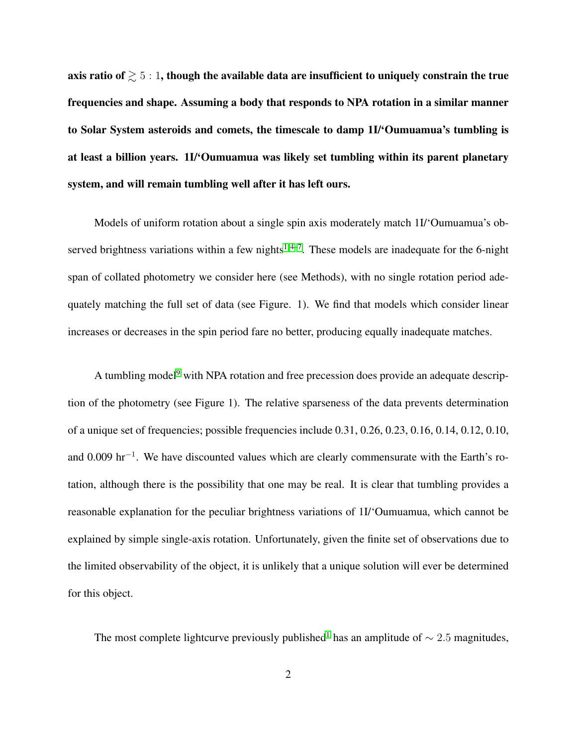**axis ratio of $\gtrsim 5:1$, though the available data are insufficient to uniquely constrain the true frequencies and shape. Assuming a body that responds to NPA rotation in a similar manner to Solar System asteroids and comets, the timescale to damp 1I/'Oumuamua's tumbling is at least a billion years. 1I/'Oumuamua was likely set tumbling within its parent planetary system, and will remain tumbling well after it has left ours.**

Models of uniform rotation about a single spin axis moderately match 1I/'Oumuamua's observed brightness variations within a few nights[1,4–7]. These models are inadequate for the 6-night span of collated photometry we consider here (see Methods), with no single rotation period adequately matching the full set of data (see Figure. 1). We find that models which consider linear increases or decreases in the spin period fare no better, producing equally inadequate matches.

A tumbling model[9] with NPA rotation and free precession does provide an adequate description of the photometry (see Figure 1). The relative sparseness of the data prevents determination of a unique set of frequencies; possible frequencies include 0.31, 0.26, 0.23, 0.16, 0.14, 0.12, 0.10, and 0.009 hr$^{-1}$. We have discounted values which are clearly commensurate with the Earth's rotation, although there is the possibility that one may be real. It is clear that tumbling provides a reasonable explanation for the peculiar brightness variations of 1I/'Oumuamua, which cannot be explained by simple single-axis rotation. Unfortunately, given the finite set of observations due to the limited observability of the object, it is unlikely that a unique solution will ever be determined for this object.

The most complete lightcurve previously published[1] has an amplitude of $\sim 2.5$ magnitudes,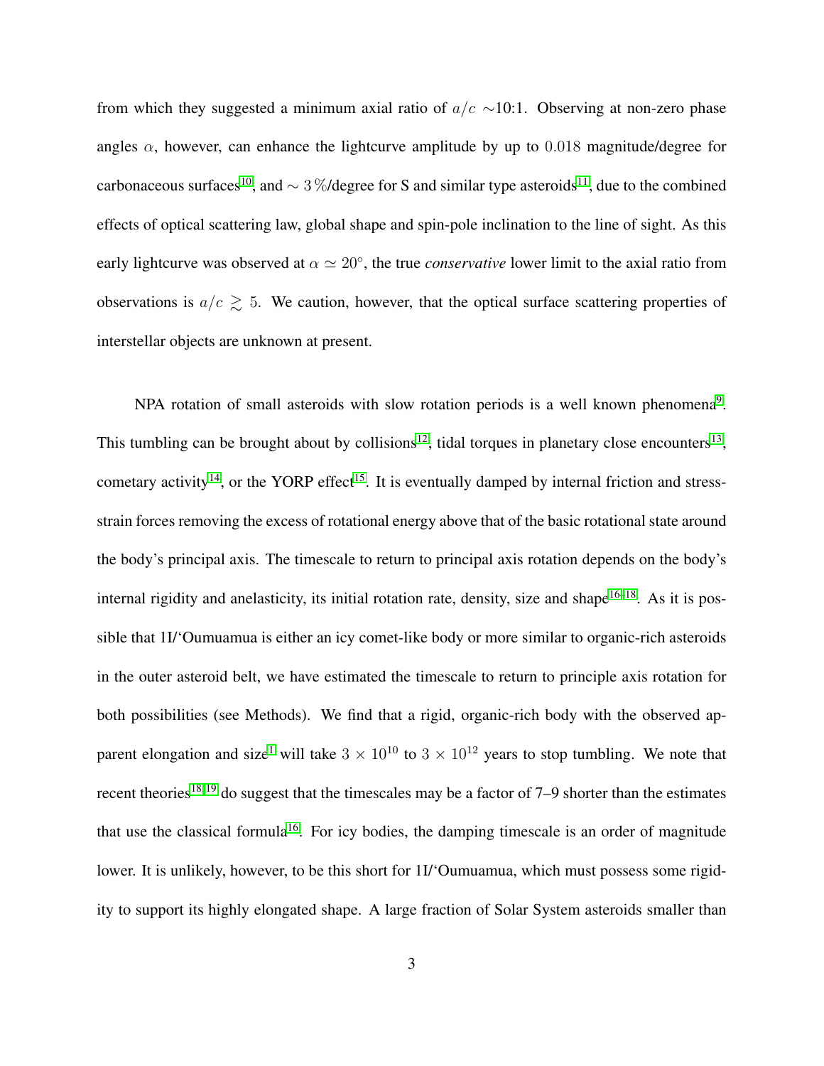from which they suggested a minimum axial ratio of $a/c$ ∼10:1. Observing at non-zero phase angles $\alpha$, however, can enhance the lightcurve amplitude by up to $0.018$ magnitude/degree for carbonaceous surfaces[10], and $\sim 3\,\%$/degree for S and similar type asteroids[11], due to the combined effects of optical scattering law, global shape and spin-pole inclination to the line of sight. As this early lightcurve was observed at $\alpha \simeq 20^{\circ}$, the true *conservative* lower limit to the axial ratio from observations is $a/c \gtrsim 5$. We caution, however, that the optical surface scattering properties of interstellar objects are unknown at present.

NPA rotation of small asteroids with slow rotation periods is a well known phenomena[9]. This tumbling can be brought about by collisions[12], tidal torques in planetary close encounters[13], cometary activity[14], or the YORP effect[15]. It is eventually damped by internal friction and stress-strain forces removing the excess of rotational energy above that of the basic rotational state around the body's principal axis. The timescale to return to principal axis rotation depends on the body's internal rigidity and anelasticity, its initial rotation rate, density, size and shape[16–18]. As it is possible that 1I/'Oumuamua is either an icy comet-like body or more similar to organic-rich asteroids in the outer asteroid belt, we have estimated the timescale to return to principle axis rotation for both possibilities (see Methods). We find that a rigid, organic-rich body with the observed apparent elongation and size[1] will take $3 \times 10^{10}$ to $3 \times 10^{12}$ years to stop tumbling. We note that recent theories[18,19] do suggest that the timescales may be a factor of 7–9 shorter than the estimates that use the classical formula[16]. For icy bodies, the damping timescale is an order of magnitude lower. It is unlikely, however, to be this short for 1I/'Oumuamua, which must possess some rigidity to support its highly elongated shape. A large fraction of Solar System asteroids smaller than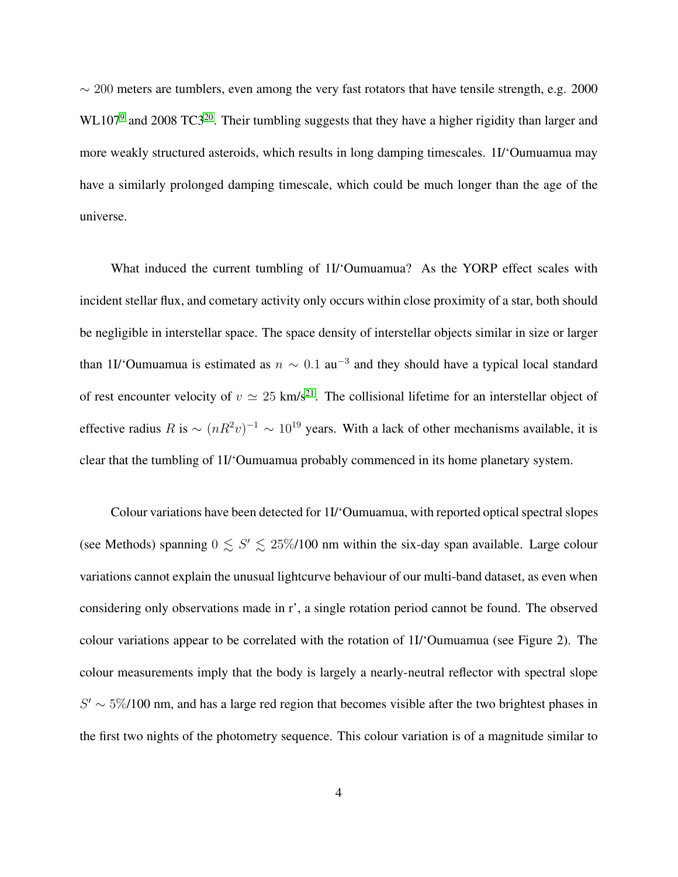$\sim 200$ meters are tumblers, even among the very fast rotators that have tensile strength, e.g. 2000 WL107[9] and 2008 TC3[20]. Their tumbling suggests that they have a higher rigidity than larger and more weakly structured asteroids, which results in long damping timescales. 1I/'Oumuamua may have a similarly prolonged damping timescale, which could be much longer than the age of the universe.

What induced the current tumbling of 1I/'Oumuamua? As the YORP effect scales with incident stellar flux, and cometary activity only occurs within close proximity of a star, both should be negligible in interstellar space. The space density of interstellar objects similar in size or larger than 1I/'Oumuamua is estimated as $n \sim 0.1$ au$^{-3}$ and they should have a typical local standard of rest encounter velocity of $v \simeq 25$ km/s[21]. The collisional lifetime for an interstellar object of effective radius $R$ is $\sim (nR^2v)^{-1} \sim 10^{19}$ years. With a lack of other mechanisms available, it is clear that the tumbling of 1I/'Oumuamua probably commenced in its home planetary system.

Colour variations have been detected for 1I/'Oumuamua, with reported optical spectral slopes (see Methods) spanning $0 \lesssim S' \lesssim 25\%$/100 nm within the six-day span available. Large colour variations cannot explain the unusual lightcurve behaviour of our multi-band dataset, as even when considering only observations made in r', a single rotation period cannot be found. The observed colour variations appear to be correlated with the rotation of 1I/'Oumuamua (see Figure 2). The colour measurements imply that the body is largely a nearly-neutral reflector with spectral slope $S' \sim 5\%$/100 nm, and has a large red region that becomes visible after the two brightest phases in the first two nights of the photometry sequence. This colour variation is of a magnitude similar to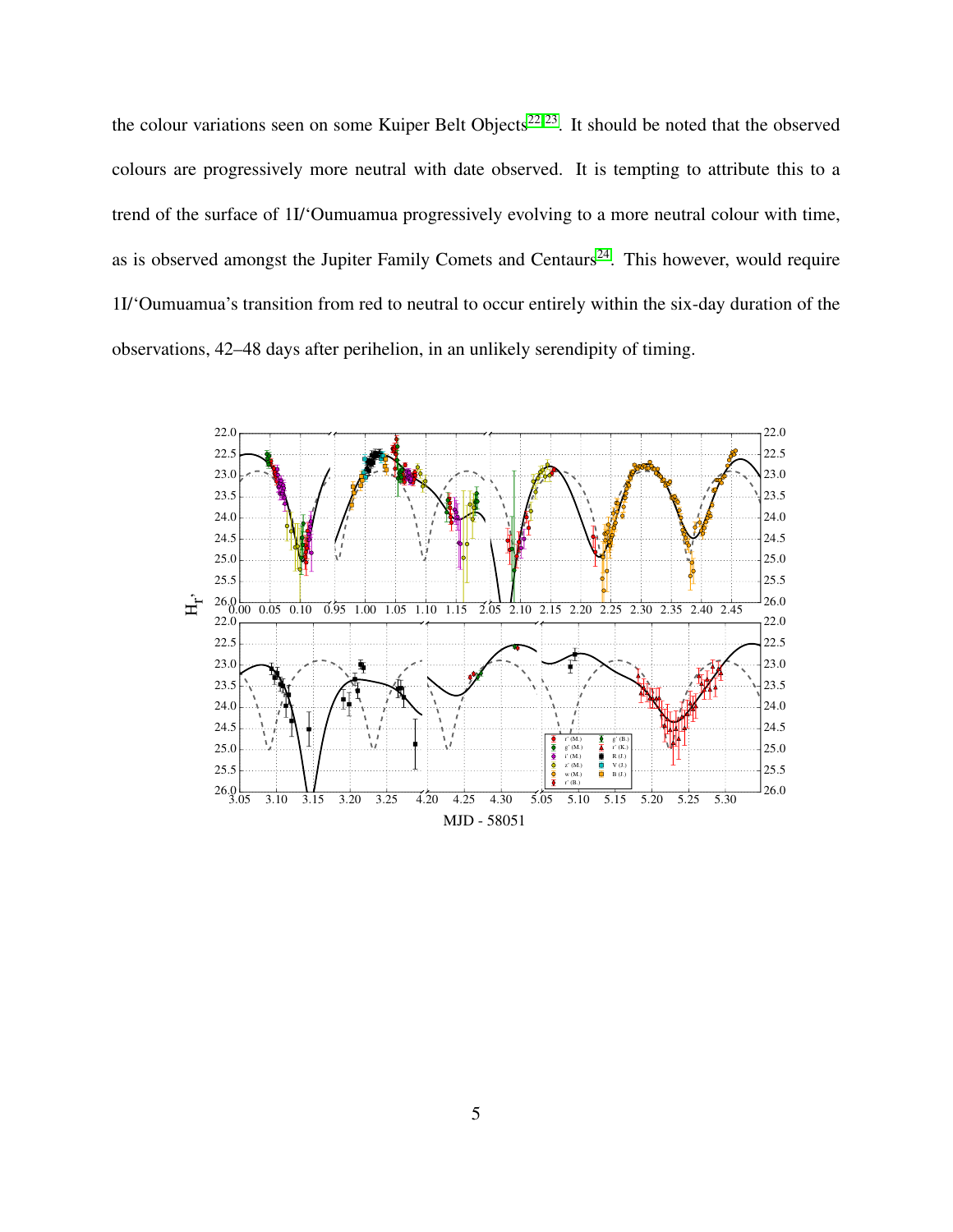the colour variations seen on some Kuiper Belt Objects[22,23]. It should be noted that the observed colours are progressively more neutral with date observed. It is tempting to attribute this to a trend of the surface of 1I/‘Oumuamua progressively evolving to a more neutral colour with time, as is observed amongst the Jupiter Family Comets and Centaurs[24]. This however, would require 1I/‘Oumuamua’s transition from red to neutral to occur entirely within the six-day duration of the observations, 42–48 days after perihelion, in an unlikely serendipity of timing.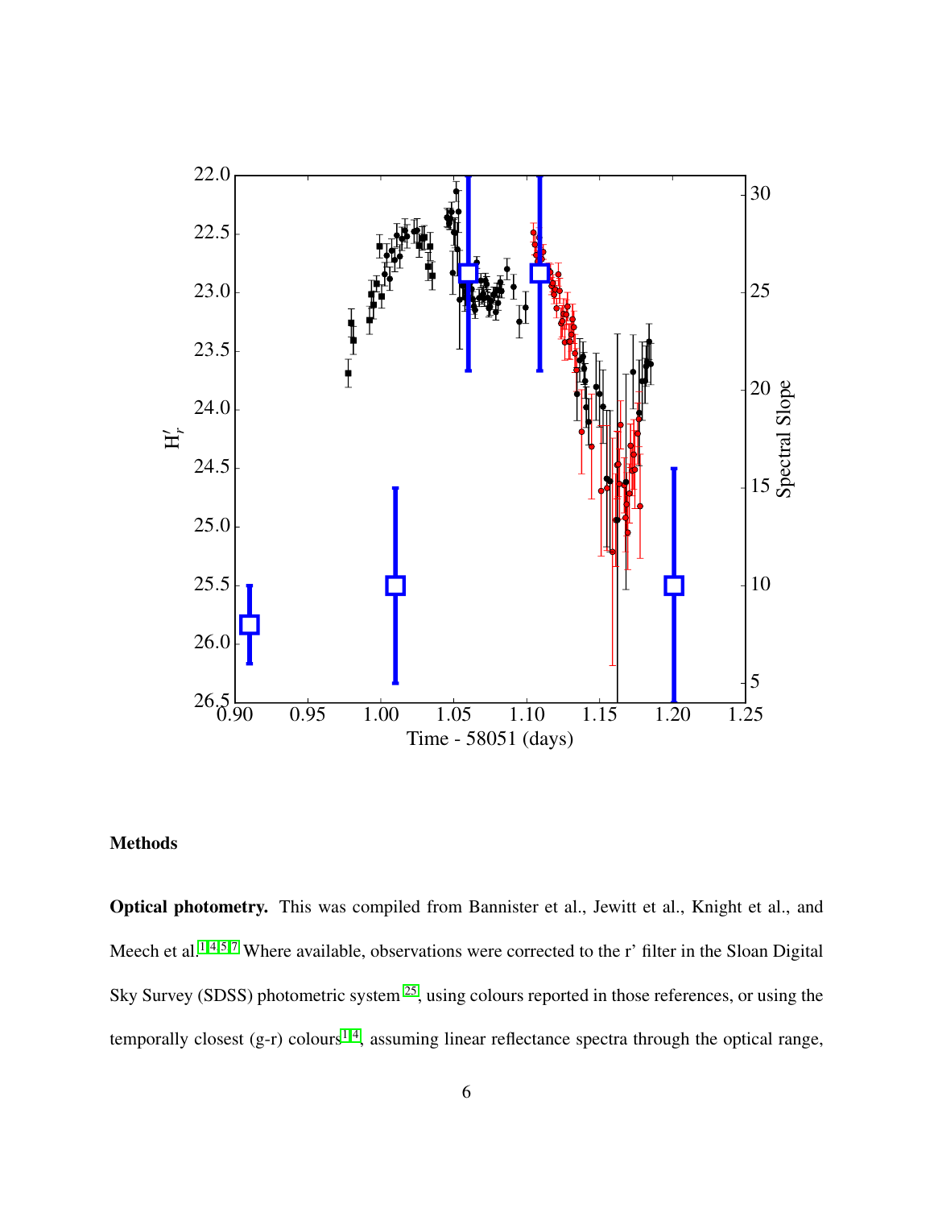## Methods

**Optical photometry.** This was compiled from Bannister et al., Jewitt et al., Knight et al., and Meech et al.[1,4,5,7] Where available, observations were corrected to the r' filter in the Sloan Digital Sky Survey (SDSS) photometric system [25], using colours reported in those references, or using the temporally closest (g-r) colours[1,4], assuming linear reflectance spectra through the optical range,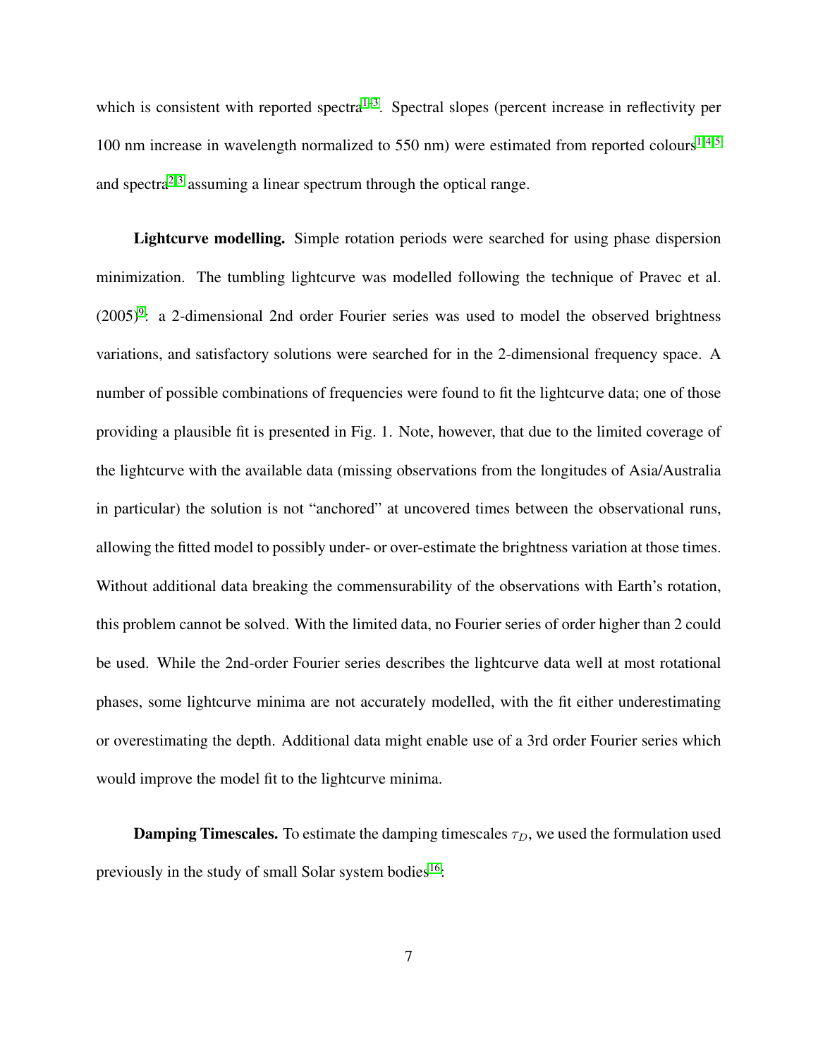which is consistent with reported spectra[1–3]. Spectral slopes (percent increase in reflectivity per 100 nm increase in wavelength normalized to 550 nm) were estimated from reported colours[1,4,5] and spectra[2,3] assuming a linear spectrum through the optical range.

**Lightcurve modelling.** Simple rotation periods were searched for using phase dispersion minimization. The tumbling lightcurve was modelled following the technique of Pravec et al. (2005)[9]: a 2-dimensional 2nd order Fourier series was used to model the observed brightness variations, and satisfactory solutions were searched for in the 2-dimensional frequency space. A number of possible combinations of frequencies were found to fit the lightcurve data; one of those providing a plausible fit is presented in Fig. 1. Note, however, that due to the limited coverage of the lightcurve with the available data (missing observations from the longitudes of Asia/Australia in particular) the solution is not "anchored" at uncovered times between the observational runs, allowing the fitted model to possibly under- or over-estimate the brightness variation at those times. Without additional data breaking the commensurability of the observations with Earth's rotation, this problem cannot be solved. With the limited data, no Fourier series of order higher than 2 could be used. While the 2nd-order Fourier series describes the lightcurve data well at most rotational phases, some lightcurve minima are not accurately modelled, with the fit either underestimating or overestimating the depth. Additional data might enable use of a 3rd order Fourier series which would improve the model fit to the lightcurve minima.

**Damping Timescales.** To estimate the damping timescales $\tau_D$, we used the formulation used previously in the study of small Solar system bodies[16]: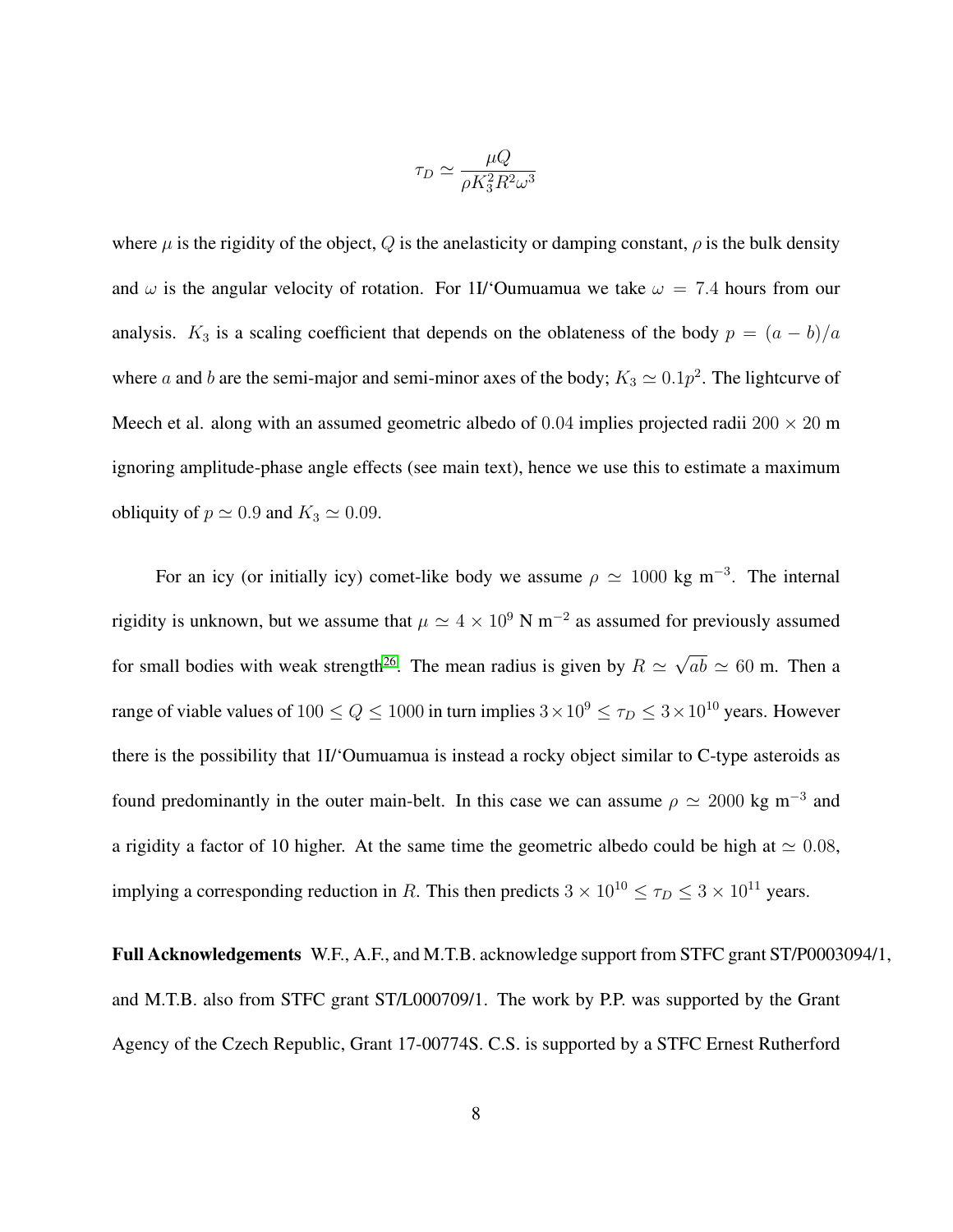$$\tau_D \simeq \frac{\mu Q}{\rho K_3^2 R^2 \omega^3}$$

where $\mu$ is the rigidity of the object, $Q$ is the anelasticity or damping constant, $\rho$ is the bulk density and $\omega$ is the angular velocity of rotation. For 1I/'Oumuamua we take $\omega = 7.4$ hours from our analysis. $K_3$ is a scaling coefficient that depends on the oblateness of the body $p = (a - b)/a$ where $a$ and $b$ are the semi-major and semi-minor axes of the body; $K_3 \simeq 0.1p^2$. The lightcurve of Meech et al. along with an assumed geometric albedo of $0.04$ implies projected radii $200 \times 20$ m ignoring amplitude-phase angle effects (see main text), hence we use this to estimate a maximum obliquity of $p \simeq 0.9$ and $K_3 \simeq 0.09$.

For an icy (or initially icy) comet-like body we assume $\rho \simeq 1000$ kg m$^{-3}$. The internal rigidity is unknown, but we assume that $\mu \simeq 4 \times 10^9$ N m$^{-2}$ as assumed for previously assumed for small bodies with weak strength[26]. The mean radius is given by $R \simeq \sqrt{ab} \simeq 60$ m. Then a range of viable values of $100 \leq Q \leq 1000$ in turn implies $3 \times 10^9 \leq \tau_D \leq 3 \times 10^{10}$ years. However there is the possibility that 1I/'Oumuamua is instead a rocky object similar to C-type asteroids as found predominantly in the outer main-belt. In this case we can assume $\rho \simeq 2000$ kg m$^{-3}$ and a rigidity a factor of 10 higher. At the same time the geometric albedo could be high at $\simeq 0.08$, implying a corresponding reduction in $R$. This then predicts $3 \times 10^{10} \leq \tau_D \leq 3 \times 10^{11}$ years.

**Full Acknowledgements** W.F., A.F., and M.T.B. acknowledge support from STFC grant ST/P0003094/1, and M.T.B. also from STFC grant ST/L000709/1. The work by P.P. was supported by the Grant Agency of the Czech Republic, Grant 17-00774S. C.S. is supported by a STFC Ernest Rutherford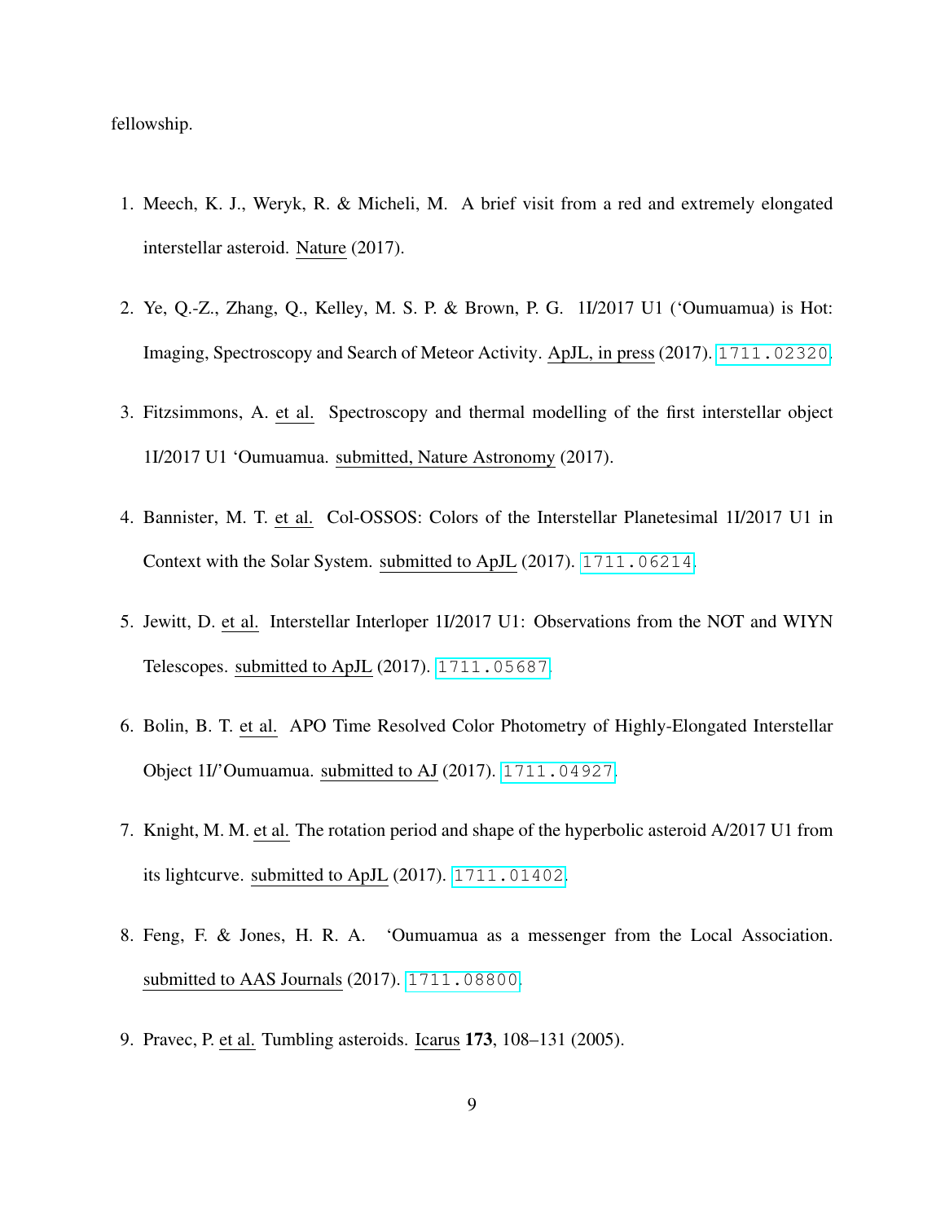fellowship.

1. Meech, K. J., Weryk, R. & Micheli, M. A brief visit from a red and extremely elongated interstellar asteroid. Nature (2017).

2. Ye, Q.-Z., Zhang, Q., Kelley, M. S. P. & Brown, P. G. 1I/2017 U1 ('Oumuamua) is Hot: Imaging, Spectroscopy and Search of Meteor Activity. ApJL, in press (2017). 1711.02320.

3. Fitzsimmons, A. et al. Spectroscopy and thermal modelling of the first interstellar object 1I/2017 U1 'Oumuamua. submitted, Nature Astronomy (2017).

4. Bannister, M. T. et al. Col-OSSOS: Colors of the Interstellar Planetesimal 1I/2017 U1 in Context with the Solar System. submitted to ApJL (2017). 1711.06214.

5. Jewitt, D. et al. Interstellar Interloper 1I/2017 U1: Observations from the NOT and WIYN Telescopes. submitted to ApJL (2017). 1711.05687.

6. Bolin, B. T. et al. APO Time Resolved Color Photometry of Highly-Elongated Interstellar Object 1I/'Oumuamua. submitted to AJ (2017). 1711.04927.

7. Knight, M. M. et al. The rotation period and shape of the hyperbolic asteroid A/2017 U1 from its lightcurve. submitted to ApJL (2017). 1711.01402.

8. Feng, F. & Jones, H. R. A. 'Oumuamua as a messenger from the Local Association. submitted to AAS Journals (2017). 1711.08800.

9. Pravec, P. et al. Tumbling asteroids. Icarus **173**, 108–131 (2005).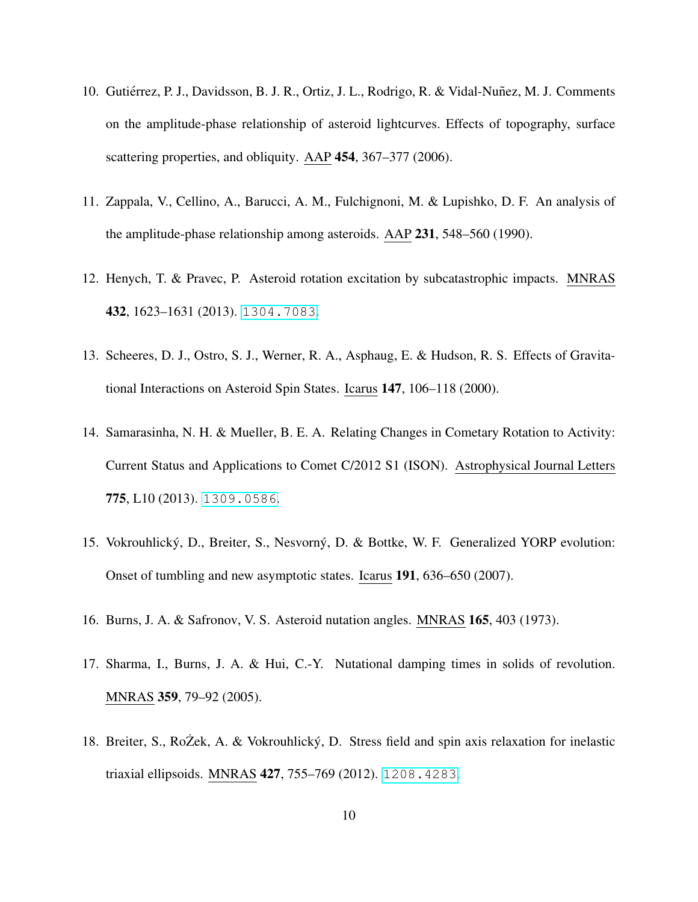10. Gutiérrez, P. J., Davidsson, B. J. R., Ortiz, J. L., Rodrigo, R. & Vidal-Nuñez, M. J. Comments on the amplitude-phase relationship of asteroid lightcurves. Effects of topography, surface scattering properties, and obliquity. AAP **454**, 367–377 (2006).

11. Zappala, V., Cellino, A., Barucci, A. M., Fulchignoni, M. & Lupishko, D. F. An analysis of the amplitude-phase relationship among asteroids. AAP **231**, 548–560 (1990).

12. Henych, T. & Pravec, P. Asteroid rotation excitation by subcatastrophic impacts. MNRAS **432**, 1623–1631 (2013). 1304.7083.

13. Scheeres, D. J., Ostro, S. J., Werner, R. A., Asphaug, E. & Hudson, R. S. Effects of Gravitational Interactions on Asteroid Spin States. Icarus **147**, 106–118 (2000).

14. Samarasinha, N. H. & Mueller, B. E. A. Relating Changes in Cometary Rotation to Activity: Current Status and Applications to Comet C/2012 S1 (ISON). Astrophysical Journal Letters **775**, L10 (2013). 1309.0586.

15. Vokrouhlický, D., Breiter, S., Nesvorný, D. & Bottke, W. F. Generalized YORP evolution: Onset of tumbling and new asymptotic states. Icarus **191**, 636–650 (2007).

16. Burns, J. A. & Safronov, V. S. Asteroid nutation angles. MNRAS **165**, 403 (1973).

17. Sharma, I., Burns, J. A. & Hui, C.-Y. Nutational damping times in solids of revolution. MNRAS **359**, 79–92 (2005).

18. Breiter, S., RoŻek, A. & Vokrouhlický, D. Stress field and spin axis relaxation for inelastic triaxial ellipsoids. MNRAS **427**, 755–769 (2012). 1208.4283.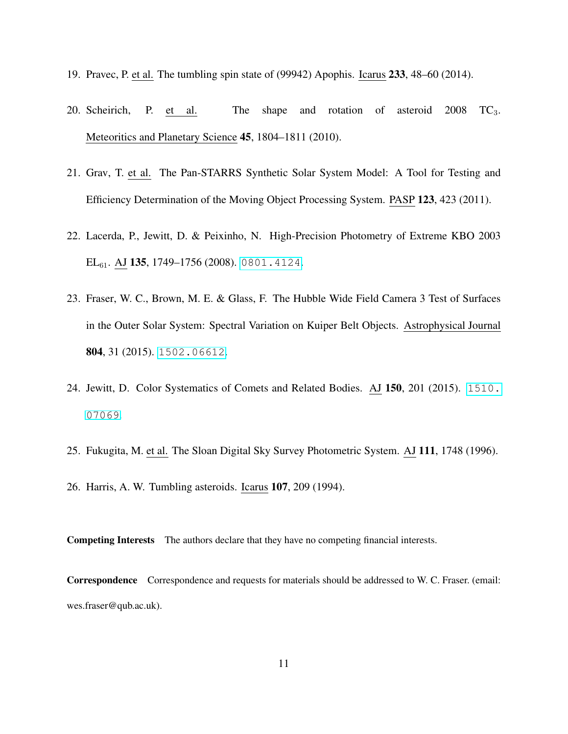19. Pravec, P. et al. The tumbling spin state of (99942) Apophis. Icarus **233**, 48–60 (2014).

20. Scheirich, P. et al. The shape and rotation of asteroid 2008 $TC_3$. Meteoritics and Planetary Science **45**, 1804–1811 (2010).

21. Grav, T. et al. The Pan-STARRS Synthetic Solar System Model: A Tool for Testing and Efficiency Determination of the Moving Object Processing System. PASP **123**, 423 (2011).

22. Lacerda, P., Jewitt, D. & Peixinho, N. High-Precision Photometry of Extreme KBO 2003 $EL_{61}$. AJ **135**, 1749–1756 (2008). 0801.4124.

23. Fraser, W. C., Brown, M. E. & Glass, F. The Hubble Wide Field Camera 3 Test of Surfaces in the Outer Solar System: Spectral Variation on Kuiper Belt Objects. Astrophysical Journal **804**, 31 (2015). 1502.06612.

24. Jewitt, D. Color Systematics of Comets and Related Bodies. AJ **150**, 201 (2015). 1510.07069.

25. Fukugita, M. et al. The Sloan Digital Sky Survey Photometric System. AJ **111**, 1748 (1996).

26. Harris, A. W. Tumbling asteroids. Icarus **107**, 209 (1994).

**Competing Interests** The authors declare that they have no competing financial interests.

**Correspondence** Correspondence and requests for materials should be addressed to W. C. Fraser. (email: wes.fraser@qub.ac.uk).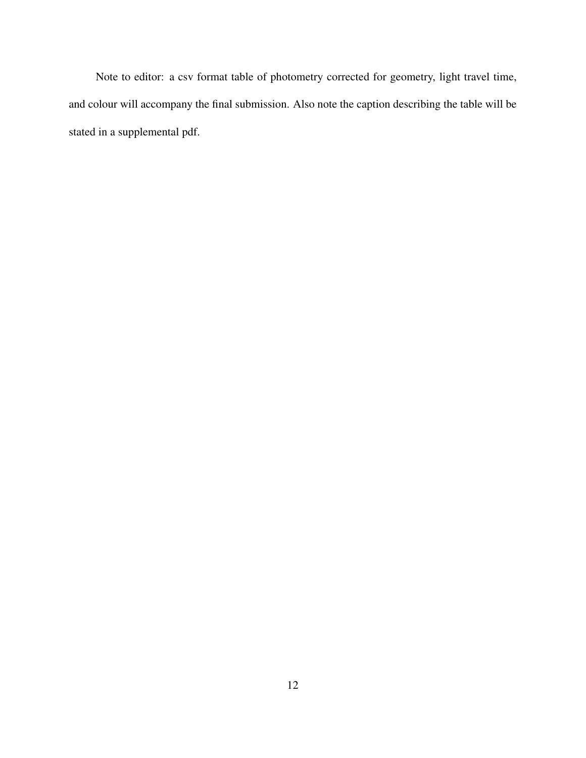Note to editor: a csv format table of photometry corrected for geometry, light travel time, and colour will accompany the final submission. Also note the caption describing the table will be stated in a supplemental pdf.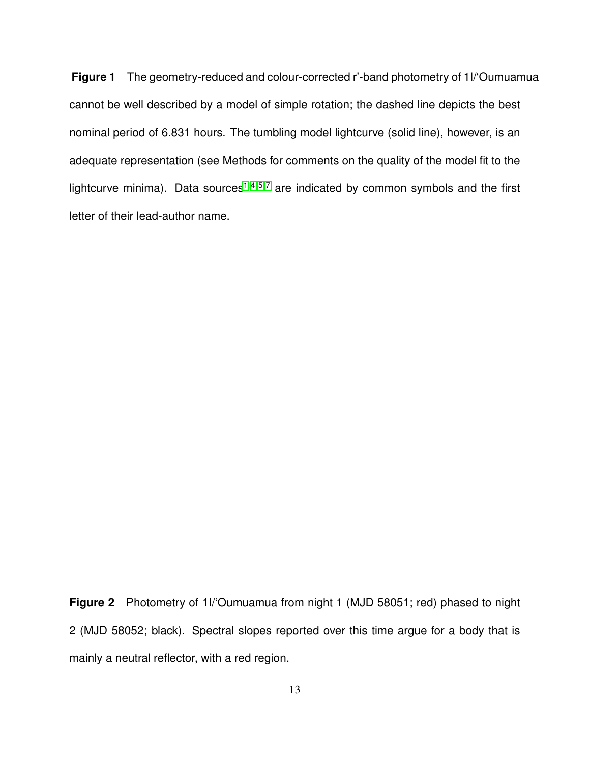**Figure 1** The geometry-reduced and colour-corrected r'-band photometry of 1I/'Oumuamua cannot be well described by a model of simple rotation; the dashed line depicts the best nominal period of 6.831 hours. The tumbling model lightcurve (solid line), however, is an adequate representation (see Methods for comments on the quality of the model fit to the lightcurve minima). Data sources[1,4,5,7] are indicated by common symbols and the first letter of their lead-author name.

**Figure 2** Photometry of 1I/'Oumuamua from night 1 (MJD 58051; red) phased to night 2 (MJD 58052; black). Spectral slopes reported over this time argue for a body that is mainly a neutral reflector, with a red region.